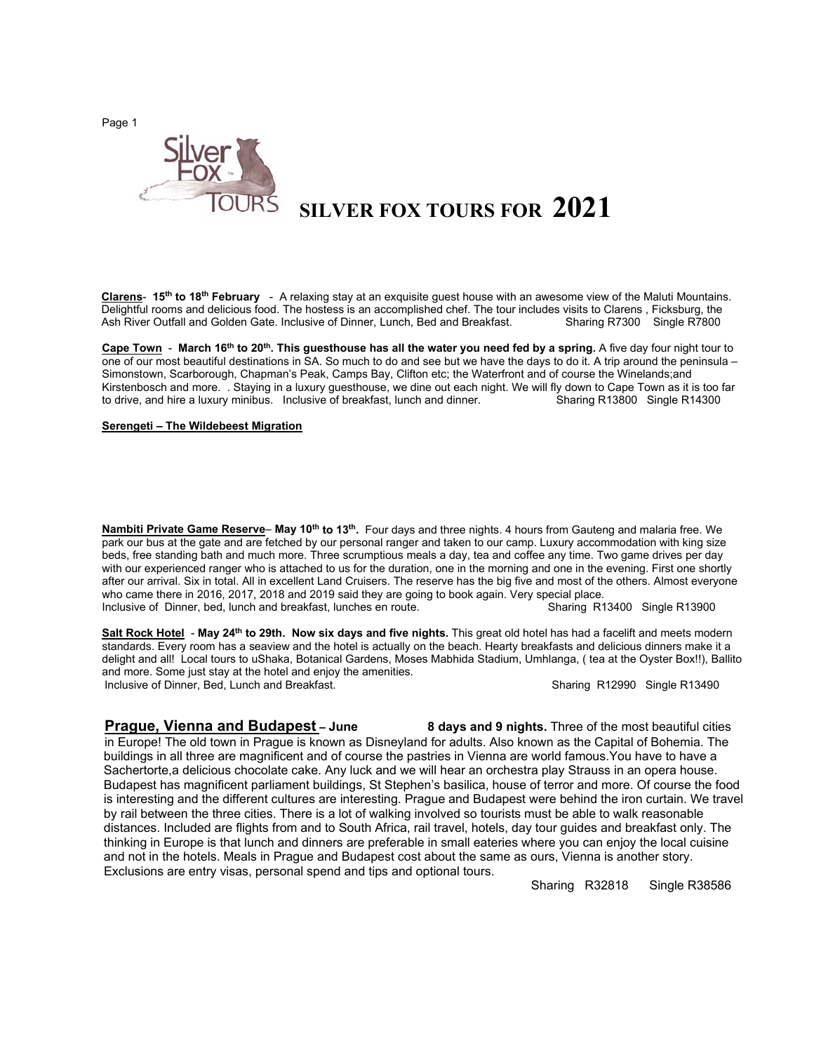# SILVER FOX TOURS FOR 2021

**Clarens**- **15th to 18th February** - A relaxing stay at an exquisite guest house with an awesome view of the Maluti Mountains. Delightful rooms and delicious food. The hostess is an accomplished chef. The tour includes visits to Clarens , Ficksburg, the Ash River Outfall and Golden Gate. Inclusive of Dinner, Lunch, Bed and Breakfast. Sharing R7300 Single R7800

**Cape Town** - **March 16th to 20th. This guesthouse has all the water you need fed by a spring.** A five day four night tour to one of our most beautiful destinations in SA. So much to do and see but we have the days to do it. A trip around the peninsula – Simonstown, Scarborough, Chapman's Peak, Camps Bay, Clifton etc; the Waterfront and of course the Winelands;and Kirstenbosch and more. . Staying in a luxury guesthouse, we dine out each night. We will fly down to Cape Town as it is too far to drive, and hire a luxury minibus. Inclusive of breakfast, lunch and dinner. Sharing R13800 Single R14300

**Serengeti – The Wildebeest Migration**

**Nambiti Private Game Reserve**– **May 10th to 13th.** Four days and three nights. 4 hours from Gauteng and malaria free. We park our bus at the gate and are fetched by our personal ranger and taken to our camp. Luxury accommodation with king size beds, free standing bath and much more. Three scrumptious meals a day, tea and coffee any time. Two game drives per day with our experienced ranger who is attached to us for the duration, one in the morning and one in the evening. First one shortly after our arrival. Six in total. All in excellent Land Cruisers. The reserve has the big five and most of the others. Almost everyone who came there in 2016, 2017, 2018 and 2019 said they are going to book again. Very special place.
Inclusive of Dinner, bed, lunch and breakfast, lunches en route. Sharing R13400 Single R13900

**Salt Rock Hotel** - **May 24th to 29th. Now six days and five nights.** This great old hotel has had a facelift and meets modern standards. Every room has a seaview and the hotel is actually on the beach. Hearty breakfasts and delicious dinners make it a delight and all! Local tours to uShaka, Botanical Gardens, Moses Mabhida Stadium, Umhlanga, ( tea at the Oyster Box!!), Ballito and more. Some just stay at the hotel and enjoy the amenities.
Inclusive of Dinner, Bed, Lunch and Breakfast. Sharing R12990 Single R13490

**Prague, Vienna and Budapest – June** **8 days and 9 nights.** Three of the most beautiful cities in Europe! The old town in Prague is known as Disneyland for adults. Also known as the Capital of Bohemia. The buildings in all three are magnificent and of course the pastries in Vienna are world famous.You have to have a Sachertorte,a delicious chocolate cake. Any luck and we will hear an orchestra play Strauss in an opera house. Budapest has magnificent parliament buildings, St Stephen's basilica, house of terror and more. Of course the food is interesting and the different cultures are interesting. Prague and Budapest were behind the iron curtain. We travel by rail between the three cities. There is a lot of walking involved so tourists must be able to walk reasonable distances. Included are flights from and to South Africa, rail travel, hotels, day tour guides and breakfast only. The thinking in Europe is that lunch and dinners are preferable in small eateries where you can enjoy the local cuisine and not in the hotels. Meals in Prague and Budapest cost about the same as ours, Vienna is another story. Exclusions are entry visas, personal spend and tips and optional tours.

Sharing R32818 Single R38586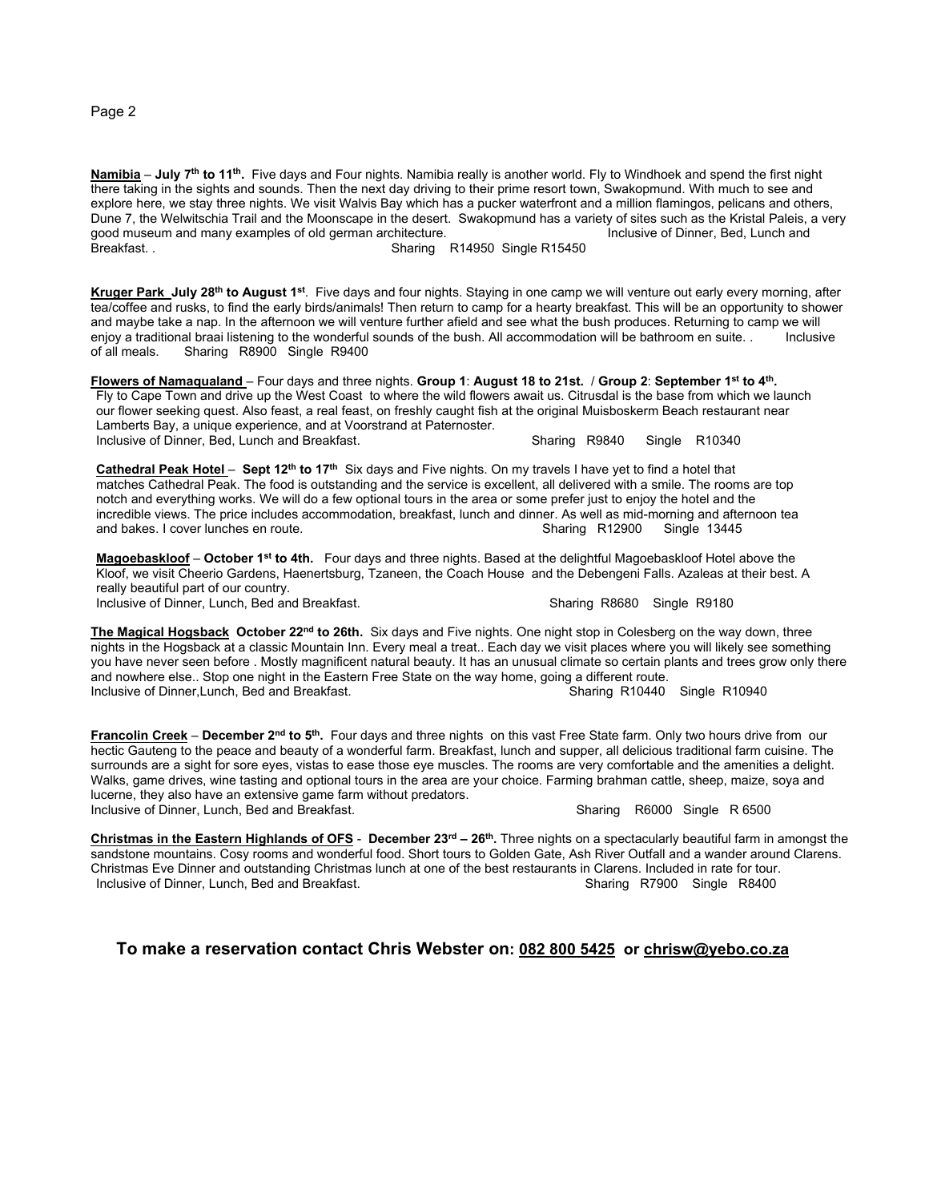**Namibia** – **July 7th to 11th.** Five days and Four nights. Namibia really is another world. Fly to Windhoek and spend the first night there taking in the sights and sounds. Then the next day driving to their prime resort town, Swakopmund. With much to see and explore here, we stay three nights. We visit Walvis Bay which has a pucker waterfront and a million flamingos, pelicans and others, Dune 7, the Welwitschia Trail and the Moonscape in the desert. Swakopmund has a variety of sites such as the Kristal Paleis, a very good museum and many examples of old german architecture. Inclusive of Dinner, Bed, Lunch and Breakfast. . Sharing R14950 Single R15450

**Kruger Park July 28th to August 1st**. Five days and four nights. Staying in one camp we will venture out early every morning, after tea/coffee and rusks, to find the early birds/animals! Then return to camp for a hearty breakfast. This will be an opportunity to shower and maybe take a nap. In the afternoon we will venture further afield and see what the bush produces. Returning to camp we will enjoy a traditional braai listening to the wonderful sounds of the bush. All accommodation will be bathroom en suite. . Inclusive of all meals. Sharing R8900 Single R9400

**Flowers of Namaqualand** – Four days and three nights. **Group 1**: **August 18 to 21st.** / **Group 2**: **September 1st to 4th.**
Fly to Cape Town and drive up the West Coast to where the wild flowers await us. Citrusdal is the base from which we launch our flower seeking quest. Also feast, a real feast, on freshly caught fish at the original Muisboskerm Beach restaurant near Lamberts Bay, a unique experience, and at Voorstrand at Paternoster.
Inclusive of Dinner, Bed, Lunch and Breakfast. Sharing R9840 Single R10340

**Cathedral Peak Hotel** – **Sept 12th to 17th** Six days and Five nights. On my travels I have yet to find a hotel that matches Cathedral Peak. The food is outstanding and the service is excellent, all delivered with a smile. The rooms are top notch and everything works. We will do a few optional tours in the area or some prefer just to enjoy the hotel and the incredible views. The price includes accommodation, breakfast, lunch and dinner. As well as mid-morning and afternoon tea and bakes. I cover lunches en route. Sharing R12900 Single 13445

**Magoebaskloof** – **October 1st to 4th.** Four days and three nights. Based at the delightful Magoebaskloof Hotel above the Kloof, we visit Cheerio Gardens, Haenertsburg, Tzaneen, the Coach House and the Debengeni Falls. Azaleas at their best. A really beautiful part of our country.
Inclusive of Dinner, Lunch, Bed and Breakfast. Sharing R8680 Single R9180

**The Magical Hogsback October 22nd to 26th.** Six days and Five nights. One night stop in Colesberg on the way down, three nights in the Hogsback at a classic Mountain Inn. Every meal a treat.. Each day we visit places where you will likely see something you have never seen before . Mostly magnificent natural beauty. It has an unusual climate so certain plants and trees grow only there and nowhere else.. Stop one night in the Eastern Free State on the way home, going a different route.
Inclusive of Dinner,Lunch, Bed and Breakfast. Sharing R10440 Single R10940

**Francolin Creek** – **December 2nd to 5th.** Four days and three nights on this vast Free State farm. Only two hours drive from our hectic Gauteng to the peace and beauty of a wonderful farm. Breakfast, lunch and supper, all delicious traditional farm cuisine. The surrounds are a sight for sore eyes, vistas to ease those eye muscles. The rooms are very comfortable and the amenities a delight. Walks, game drives, wine tasting and optional tours in the area are your choice. Farming brahman cattle, sheep, maize, soya and lucerne, they also have an extensive game farm without predators.
Inclusive of Dinner, Lunch, Bed and Breakfast. Sharing R6000 Single R 6500

**Christmas in the Eastern Highlands of OFS** - **December 23rd – 26th.** Three nights on a spectacularly beautiful farm in amongst the sandstone mountains. Cosy rooms and wonderful food. Short tours to Golden Gate, Ash River Outfall and a wander around Clarens. Christmas Eve Dinner and outstanding Christmas lunch at one of the best restaurants in Clarens. Included in rate for tour.
Inclusive of Dinner, Lunch, Bed and Breakfast. Sharing R7900 Single R8400

**To make a reservation contact Chris Webster on: 082 800 5425 or chrisw@yebo.co.za**